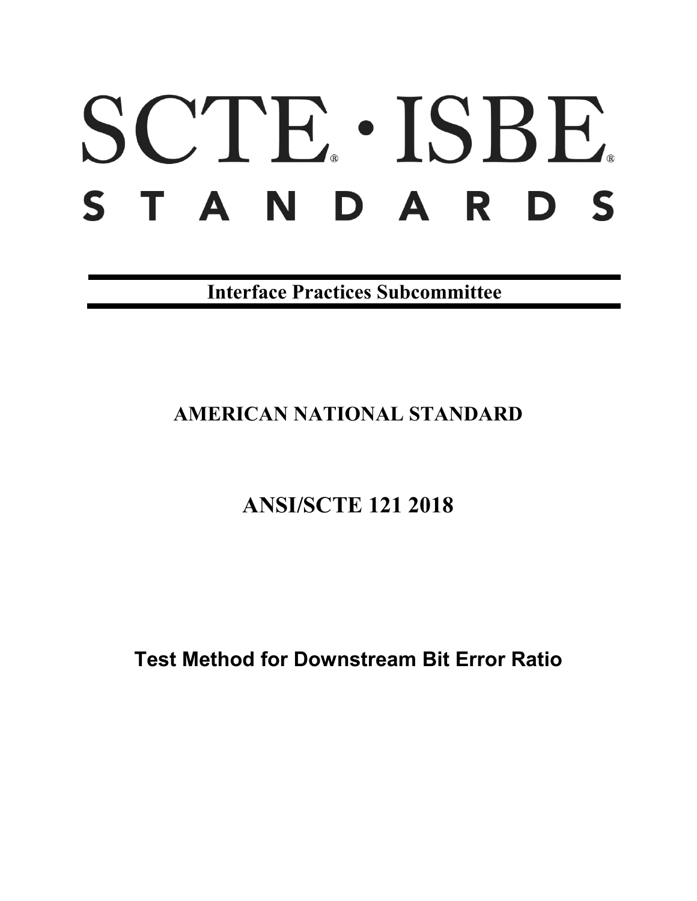# SCTE · ISBE STANDARDS

**Interface Practices Subcommittee**

## AMERICAN NATIONAL STANDARD

## ANSI/SCTE 121 2018

# Test Method for Downstream Bit Error Ratio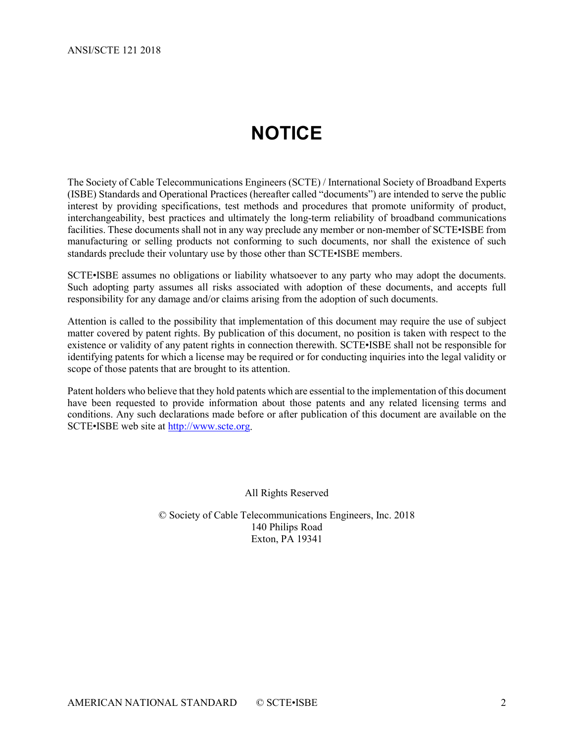# NOTICE

The Society of Cable Telecommunications Engineers (SCTE) / International Society of Broadband Experts (ISBE) Standards and Operational Practices (hereafter called "documents") are intended to serve the public interest by providing specifications, test methods and procedures that promote uniformity of product, interchangeability, best practices and ultimately the long-term reliability of broadband communications facilities. These documents shall not in any way preclude any member or non-member of SCTE•ISBE from manufacturing or selling products not conforming to such documents, nor shall the existence of such standards preclude their voluntary use by those other than SCTE•ISBE members.

SCTE•ISBE assumes no obligations or liability whatsoever to any party who may adopt the documents. Such adopting party assumes all risks associated with adoption of these documents, and accepts full responsibility for any damage and/or claims arising from the adoption of such documents.

Attention is called to the possibility that implementation of this document may require the use of subject matter covered by patent rights. By publication of this document, no position is taken with respect to the existence or validity of any patent rights in connection therewith. SCTE•ISBE shall not be responsible for identifying patents for which a license may be required or for conducting inquiries into the legal validity or scope of those patents that are brought to its attention.

Patent holders who believe that they hold patents which are essential to the implementation of this document have been requested to provide information about those patents and any related licensing terms and conditions. Any such declarations made before or after publication of this document are available on the SCTE•ISBE web site at http://www.scte.org.

All Rights Reserved

© Society of Cable Telecommunications Engineers, Inc. 2018
140 Philips Road
Exton, PA 19341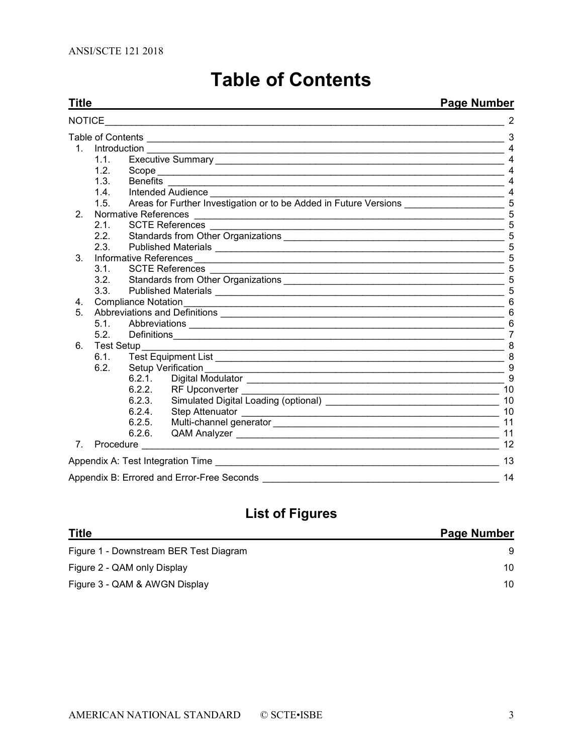# Table of Contents

| Title | Page Number |
|---|---|
| NOTICE | 2 |
| Table of Contents | 3 |
| 1. Introduction | 4 |
| 1.1. Executive Summary | 4 |
| 1.2. Scope | 4 |
| 1.3. Benefits | 4 |
| 1.4. Intended Audience | 4 |
| 1.5. Areas for Further Investigation or to be Added in Future Versions | 5 |
| 2. Normative References | 5 |
| 2.1. SCTE References | 5 |
| 2.2. Standards from Other Organizations | 5 |
| 2.3. Published Materials | 5 |
| 3. Informative References | 5 |
| 3.1. SCTE References | 5 |
| 3.2. Standards from Other Organizations | 5 |
| 3.3. Published Materials | 5 |
| 4. Compliance Notation | 6 |
| 5. Abbreviations and Definitions | 6 |
| 5.1. Abbreviations | 6 |
| 5.2. Definitions | 7 |
| 6. Test Setup | 8 |
| 6.1. Test Equipment List | 8 |
| 6.2. Setup Verification | 9 |
| 6.2.1. Digital Modulator | 9 |
| 6.2.2. RF Upconverter | 10 |
| 6.2.3. Simulated Digital Loading (optional) | 10 |
| 6.2.4. Step Attenuator | 10 |
| 6.2.5. Multi-channel generator | 11 |
| 6.2.6. QAM Analyzer | 11 |
| 7. Procedure | 12 |
| Appendix A: Test Integration Time | 13 |
| Appendix B: Errored and Error-Free Seconds | 14 |

## List of Figures

| Title | Page Number |
|---|---|
| Figure 1 - Downstream BER Test Diagram | 9 |
| Figure 2 - QAM only Display | 10 |
| Figure 3 - QAM & AWGN Display | 10 |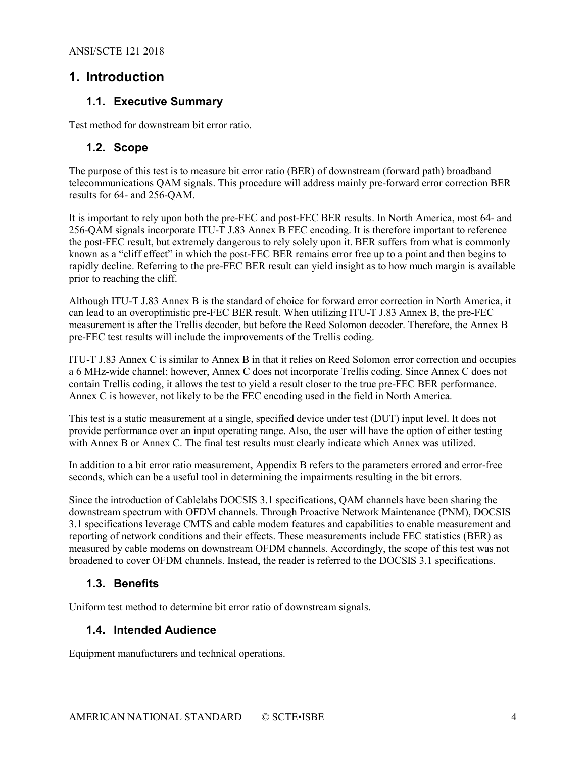# 1. Introduction

## 1.1. Executive Summary

Test method for downstream bit error ratio.

## 1.2. Scope

The purpose of this test is to measure bit error ratio (BER) of downstream (forward path) broadband telecommunications QAM signals. This procedure will address mainly pre-forward error correction BER results for 64- and 256-QAM.

It is important to rely upon both the pre-FEC and post-FEC BER results. In North America, most 64- and 256-QAM signals incorporate ITU-T J.83 Annex B FEC encoding. It is therefore important to reference the post-FEC result, but extremely dangerous to rely solely upon it. BER suffers from what is commonly known as a "cliff effect" in which the post-FEC BER remains error free up to a point and then begins to rapidly decline. Referring to the pre-FEC BER result can yield insight as to how much margin is available prior to reaching the cliff.

Although ITU-T J.83 Annex B is the standard of choice for forward error correction in North America, it can lead to an overoptimistic pre-FEC BER result. When utilizing ITU-T J.83 Annex B, the pre-FEC measurement is after the Trellis decoder, but before the Reed Solomon decoder. Therefore, the Annex B pre-FEC test results will include the improvements of the Trellis coding.

ITU-T J.83 Annex C is similar to Annex B in that it relies on Reed Solomon error correction and occupies a 6 MHz-wide channel; however, Annex C does not incorporate Trellis coding. Since Annex C does not contain Trellis coding, it allows the test to yield a result closer to the true pre-FEC BER performance. Annex C is however, not likely to be the FEC encoding used in the field in North America.

This test is a static measurement at a single, specified device under test (DUT) input level. It does not provide performance over an input operating range. Also, the user will have the option of either testing with Annex B or Annex C. The final test results must clearly indicate which Annex was utilized.

In addition to a bit error ratio measurement, Appendix B refers to the parameters errored and error-free seconds, which can be a useful tool in determining the impairments resulting in the bit errors.

Since the introduction of Cablelabs DOCSIS 3.1 specifications, QAM channels have been sharing the downstream spectrum with OFDM channels. Through Proactive Network Maintenance (PNM), DOCSIS 3.1 specifications leverage CMTS and cable modem features and capabilities to enable measurement and reporting of network conditions and their effects. These measurements include FEC statistics (BER) as measured by cable modems on downstream OFDM channels. Accordingly, the scope of this test was not broadened to cover OFDM channels. Instead, the reader is referred to the DOCSIS 3.1 specifications.

## 1.3. Benefits

Uniform test method to determine bit error ratio of downstream signals.

## 1.4. Intended Audience

Equipment manufacturers and technical operations.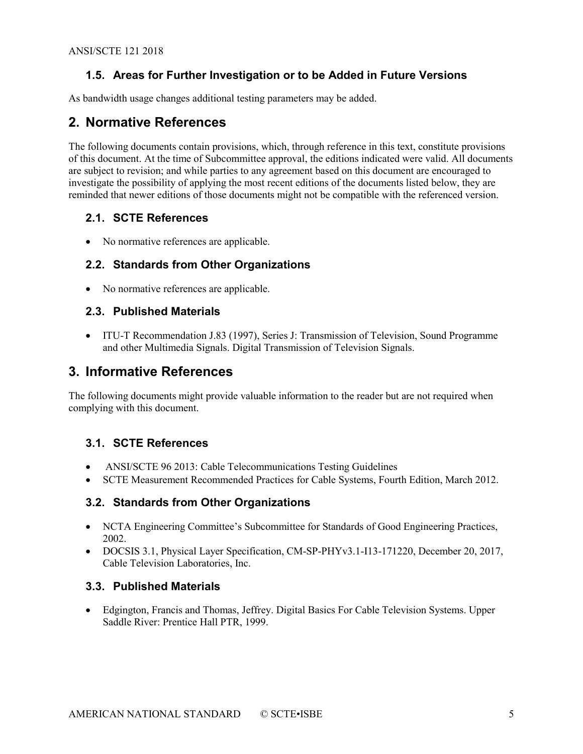### 1.5. Areas for Further Investigation or to be Added in Future Versions

As bandwidth usage changes additional testing parameters may be added.

## 2. Normative References

The following documents contain provisions, which, through reference in this text, constitute provisions of this document. At the time of Subcommittee approval, the editions indicated were valid. All documents are subject to revision; and while parties to any agreement based on this document are encouraged to investigate the possibility of applying the most recent editions of the documents listed below, they are reminded that newer editions of those documents might not be compatible with the referenced version.

### 2.1. SCTE References

- No normative references are applicable.

### 2.2. Standards from Other Organizations

- No normative references are applicable.

### 2.3. Published Materials

- ITU-T Recommendation J.83 (1997), Series J: Transmission of Television, Sound Programme and other Multimedia Signals. Digital Transmission of Television Signals.

## 3. Informative References

The following documents might provide valuable information to the reader but are not required when complying with this document.

### 3.1. SCTE References

- ANSI/SCTE 96 2013: Cable Telecommunications Testing Guidelines
- SCTE Measurement Recommended Practices for Cable Systems, Fourth Edition, March 2012.

### 3.2. Standards from Other Organizations

- NCTA Engineering Committee's Subcommittee for Standards of Good Engineering Practices, 2002.
- DOCSIS 3.1, Physical Layer Specification, CM-SP-PHYv3.1-I13-171220, December 20, 2017, Cable Television Laboratories, Inc.

### 3.3. Published Materials

- Edgington, Francis and Thomas, Jeffrey. Digital Basics For Cable Television Systems. Upper Saddle River: Prentice Hall PTR, 1999.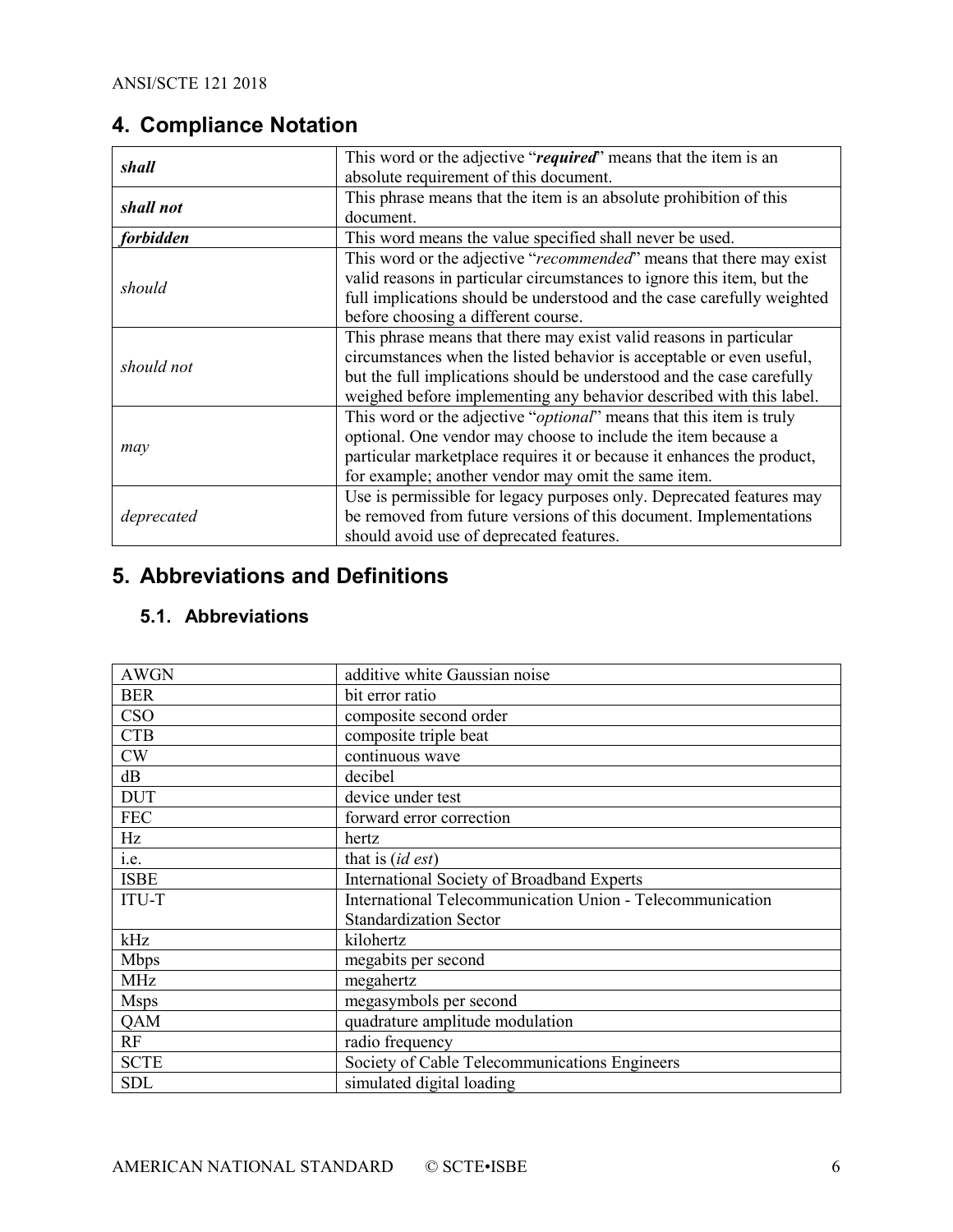## 4. Compliance Notation

| | |
|---|---|
| ***shall*** | This word or the adjective "***required***" means that the item is an absolute requirement of this document. |
| ***shall not*** | This phrase means that the item is an absolute prohibition of this document. |
| ***forbidden*** | This word means the value specified shall never be used. |
| *should* | This word or the adjective "*recommended*" means that there may exist valid reasons in particular circumstances to ignore this item, but the full implications should be understood and the case carefully weighted before choosing a different course. |
| *should not* | This phrase means that there may exist valid reasons in particular circumstances when the listed behavior is acceptable or even useful, but the full implications should be understood and the case carefully weighed before implementing any behavior described with this label. |
| *may* | This word or the adjective "*optional*" means that this item is truly optional. One vendor may choose to include the item because a particular marketplace requires it or because it enhances the product, for example; another vendor may omit the same item. |
| *deprecated* | Use is permissible for legacy purposes only. Deprecated features may be removed from future versions of this document. Implementations should avoid use of deprecated features. |

## 5. Abbreviations and Definitions

### 5.1. Abbreviations

| | |
|---|---|
| AWGN | additive white Gaussian noise |
| BER | bit error ratio |
| CSO | composite second order |
| CTB | composite triple beat |
| CW | continuous wave |
| dB | decibel |
| DUT | device under test |
| FEC | forward error correction |
| Hz | hertz |
| i.e. | that is (*id est*) |
| ISBE | International Society of Broadband Experts |
| ITU-T | International Telecommunication Union - Telecommunication Standardization Sector |
| kHz | kilohertz |
| Mbps | megabits per second |
| MHz | megahertz |
| Msps | megasymbols per second |
| QAM | quadrature amplitude modulation |
| RF | radio frequency |
| SCTE | Society of Cable Telecommunications Engineers |
| SDL | simulated digital loading |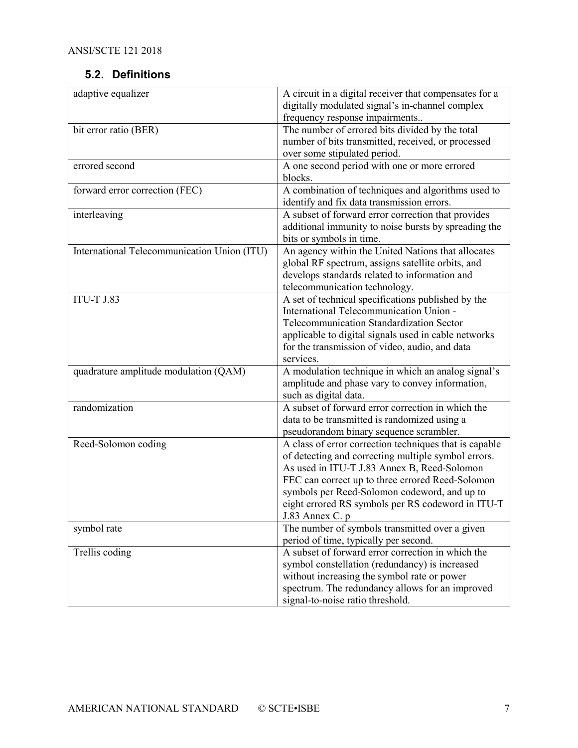## 5.2. Definitions

| | |
|---|---|
| adaptive equalizer | A circuit in a digital receiver that compensates for a digitally modulated signal's in-channel complex frequency response impairments.. |
| bit error ratio (BER) | The number of errored bits divided by the total number of bits transmitted, received, or processed over some stipulated period. |
| errored second | A one second period with one or more errored blocks. |
| forward error correction (FEC) | A combination of techniques and algorithms used to identify and fix data transmission errors. |
| interleaving | A subset of forward error correction that provides additional immunity to noise bursts by spreading the bits or symbols in time. |
| International Telecommunication Union (ITU) | An agency within the United Nations that allocates global RF spectrum, assigns satellite orbits, and develops standards related to information and telecommunication technology. |
| ITU-T J.83 | A set of technical specifications published by the International Telecommunication Union - Telecommunication Standardization Sector applicable to digital signals used in cable networks for the transmission of video, audio, and data services. |
| quadrature amplitude modulation (QAM) | A modulation technique in which an analog signal's amplitude and phase vary to convey information, such as digital data. |
| randomization | A subset of forward error correction in which the data to be transmitted is randomized using a pseudorandom binary sequence scrambler. |
| Reed-Solomon coding | A class of error correction techniques that is capable of detecting and correcting multiple symbol errors. As used in ITU-T J.83 Annex B, Reed-Solomon FEC can correct up to three errored Reed-Solomon symbols per Reed-Solomon codeword, and up to eight errored RS symbols per RS codeword in ITU-T J.83 Annex C. p |
| symbol rate | The number of symbols transmitted over a given period of time, typically per second. |
| Trellis coding | A subset of forward error correction in which the symbol constellation (redundancy) is increased without increasing the symbol rate or power spectrum. The redundancy allows for an improved signal-to-noise ratio threshold. |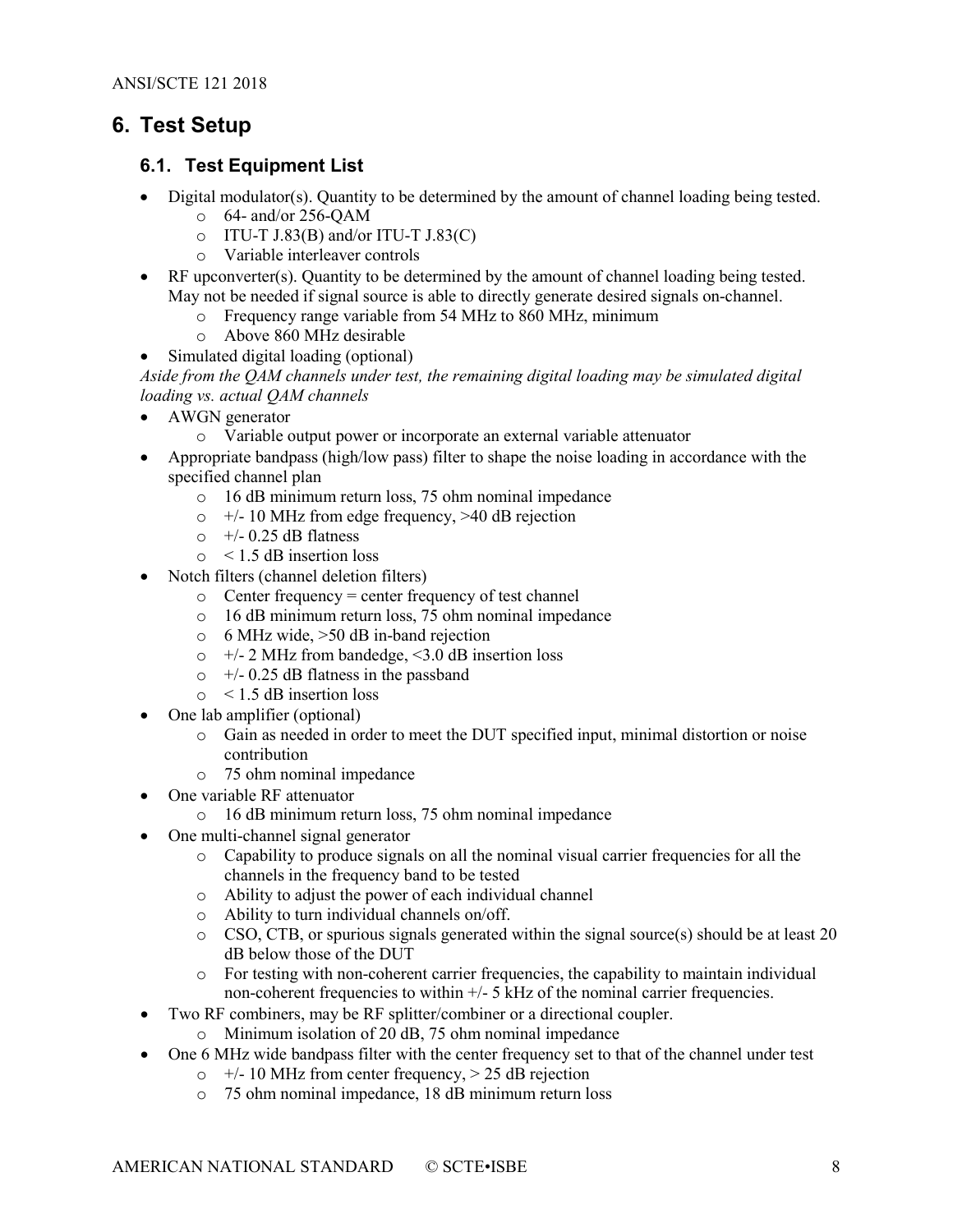# 6. Test Setup

## 6.1. Test Equipment List

- Digital modulator(s). Quantity to be determined by the amount of channel loading being tested.
  - 64- and/or 256-QAM
  - ITU-T J.83(B) and/or ITU-T J.83(C)
  - Variable interleaver controls
- RF upconverter(s). Quantity to be determined by the amount of channel loading being tested. May not be needed if signal source is able to directly generate desired signals on-channel.
  - Frequency range variable from 54 MHz to 860 MHz, minimum
  - Above 860 MHz desirable
- Simulated digital loading (optional)

*Aside from the QAM channels under test, the remaining digital loading may be simulated digital loading vs. actual QAM channels*

- AWGN generator
  - Variable output power or incorporate an external variable attenuator
- Appropriate bandpass (high/low pass) filter to shape the noise loading in accordance with the specified channel plan
  - 16 dB minimum return loss, 75 ohm nominal impedance
  - +/- 10 MHz from edge frequency, >40 dB rejection
  - +/- 0.25 dB flatness
  - < 1.5 dB insertion loss
- Notch filters (channel deletion filters)
  - Center frequency = center frequency of test channel
  - 16 dB minimum return loss, 75 ohm nominal impedance
  - 6 MHz wide, >50 dB in-band rejection
  - +/- 2 MHz from bandedge, <3.0 dB insertion loss
  - +/- 0.25 dB flatness in the passband
  - < 1.5 dB insertion loss
- One lab amplifier (optional)
  - Gain as needed in order to meet the DUT specified input, minimal distortion or noise contribution
  - 75 ohm nominal impedance
- One variable RF attenuator
  - 16 dB minimum return loss, 75 ohm nominal impedance
- One multi-channel signal generator
  - Capability to produce signals on all the nominal visual carrier frequencies for all the channels in the frequency band to be tested
  - Ability to adjust the power of each individual channel
  - Ability to turn individual channels on/off.
  - CSO, CTB, or spurious signals generated within the signal source(s) should be at least 20 dB below those of the DUT
  - For testing with non-coherent carrier frequencies, the capability to maintain individual non-coherent frequencies to within +/- 5 kHz of the nominal carrier frequencies.
- Two RF combiners, may be RF splitter/combiner or a directional coupler.
  - Minimum isolation of 20 dB, 75 ohm nominal impedance
- One 6 MHz wide bandpass filter with the center frequency set to that of the channel under test
  - +/- 10 MHz from center frequency, > 25 dB rejection
  - 75 ohm nominal impedance, 18 dB minimum return loss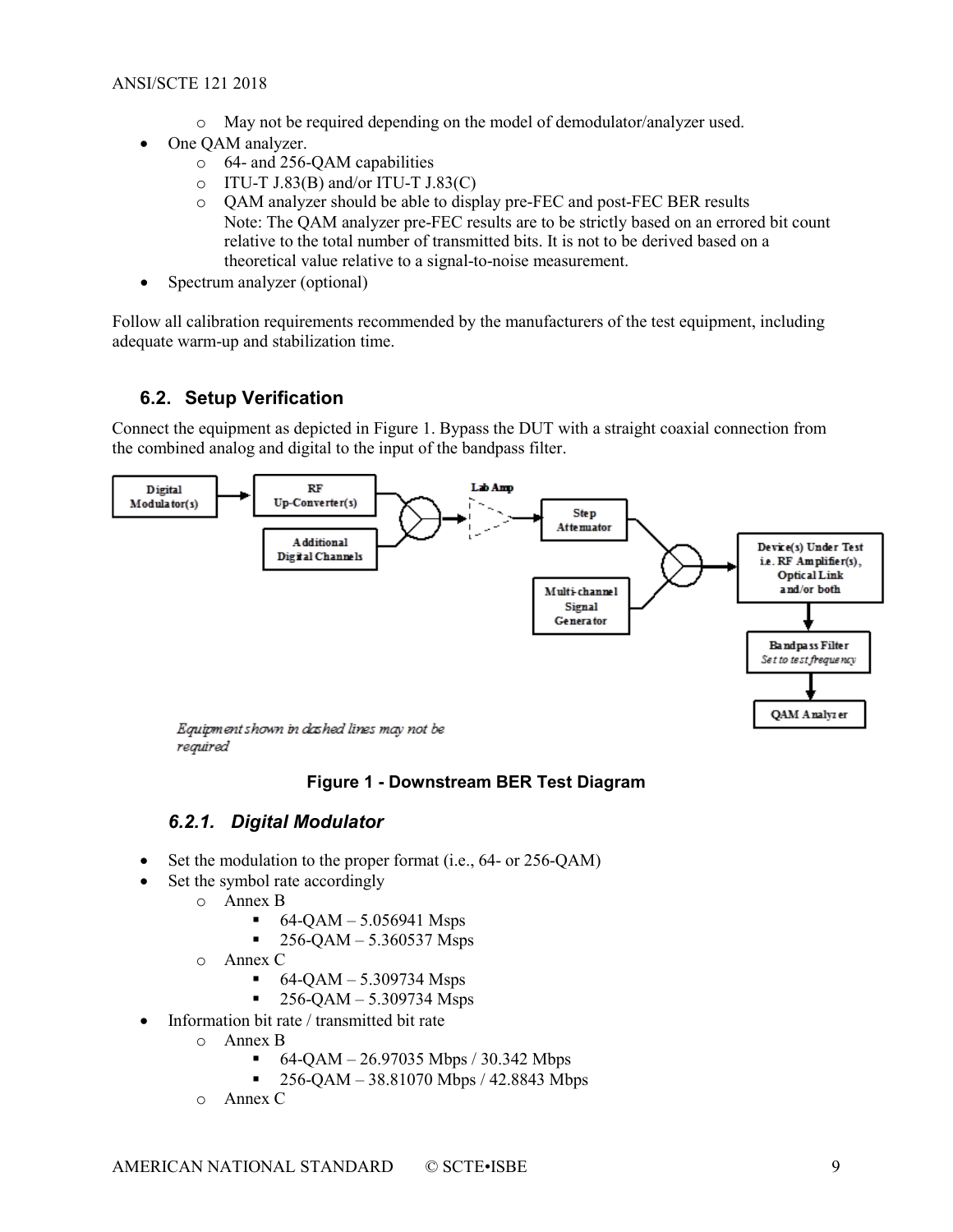- May not be required depending on the model of demodulator/analyzer used.
- One QAM analyzer.
  - 64- and 256-QAM capabilities
  - ITU-T J.83(B) and/or ITU-T J.83(C)
  - QAM analyzer should be able to display pre-FEC and post-FEC BER results
    Note: The QAM analyzer pre-FEC results are to be strictly based on an errored bit count relative to the total number of transmitted bits. It is not to be derived based on a theoretical value relative to a signal-to-noise measurement.
- Spectrum analyzer (optional)

Follow all calibration requirements recommended by the manufacturers of the test equipment, including adequate warm-up and stabilization time.

## 6.2. Setup Verification

Connect the equipment as depicted in Figure 1. Bypass the DUT with a straight coaxial connection from the combined analog and digital to the input of the bandpass filter.

Digital Modulator(s)

RF Up-Converter(s)

Additional Digital Channels

Lab Amp

Step Attenuator

Multi-channel Signal Generator

Device(s) Under Test i.e. RF Amplifier(s), Optical Link and/or both

Bandpass Filter *Set to test frequency*

QAM Analyzer

*Equipment shown in dashed lines may not be required*

**Figure 1 - Downstream BER Test Diagram**

### *6.2.1. Digital Modulator*

- Set the modulation to the proper format (i.e., 64- or 256-QAM)
- Set the symbol rate accordingly
  - Annex B
    - 64-QAM – 5.056941 Msps
    - 256-QAM – 5.360537 Msps
  - Annex C
    - 64-QAM – 5.309734 Msps
    - 256-QAM – 5.309734 Msps
- Information bit rate / transmitted bit rate
  - Annex B
    - 64-QAM – 26.97035 Mbps / 30.342 Mbps
    - 256-QAM – 38.81070 Mbps / 42.8843 Mbps
  - Annex C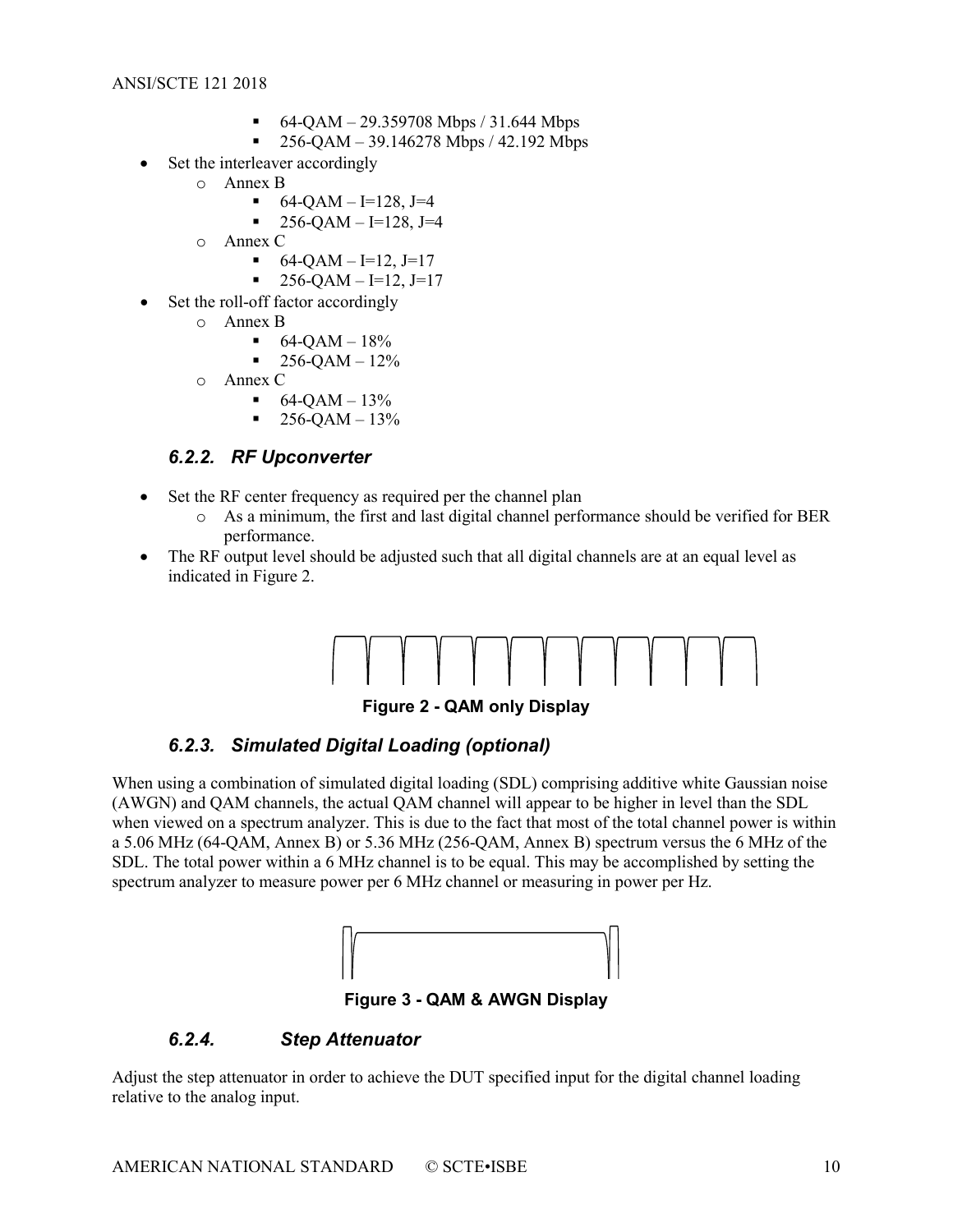- 64-QAM – 29.359708 Mbps / 31.644 Mbps
  - 256-QAM – 39.146278 Mbps / 42.192 Mbps
- Set the interleaver accordingly
  - Annex B
    - 64-QAM – I=128, J=4
    - 256-QAM – I=128, J=4
  - Annex C
    - 64-QAM – I=12, J=17
    - 256-QAM – I=12, J=17
- Set the roll-off factor accordingly
  - Annex B
    - 64-QAM – 18%
    - 256-QAM – 12%
  - Annex C
    - 64-QAM – 13%
    - 256-QAM – 13%

### *6.2.2. RF Upconverter*

- Set the RF center frequency as required per the channel plan
  - As a minimum, the first and last digital channel performance should be verified for BER performance.
- The RF output level should be adjusted such that all digital channels are at an equal level as indicated in Figure 2.

**Figure 2 - QAM only Display**

### *6.2.3. Simulated Digital Loading (optional)*

When using a combination of simulated digital loading (SDL) comprising additive white Gaussian noise (AWGN) and QAM channels, the actual QAM channel will appear to be higher in level than the SDL when viewed on a spectrum analyzer. This is due to the fact that most of the total channel power is within a 5.06 MHz (64-QAM, Annex B) or 5.36 MHz (256-QAM, Annex B) spectrum versus the 6 MHz of the SDL. The total power within a 6 MHz channel is to be equal. This may be accomplished by setting the spectrum analyzer to measure power per 6 MHz channel or measuring in power per Hz.

**Figure 3 - QAM & AWGN Display**

### *6.2.4. Step Attenuator*

Adjust the step attenuator in order to achieve the DUT specified input for the digital channel loading relative to the analog input.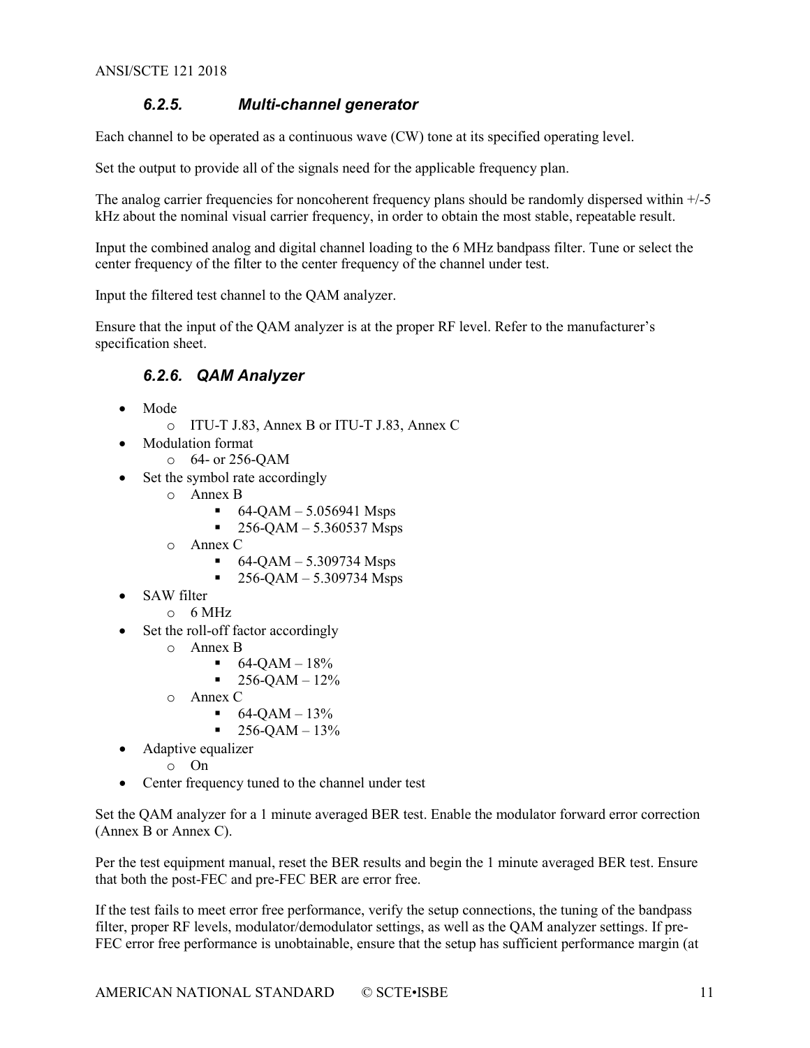### *6.2.5. Multi-channel generator*

Each channel to be operated as a continuous wave (CW) tone at its specified operating level.

Set the output to provide all of the signals need for the applicable frequency plan.

The analog carrier frequencies for noncoherent frequency plans should be randomly dispersed within +/-5 kHz about the nominal visual carrier frequency, in order to obtain the most stable, repeatable result.

Input the combined analog and digital channel loading to the 6 MHz bandpass filter. Tune or select the center frequency of the filter to the center frequency of the channel under test.

Input the filtered test channel to the QAM analyzer.

Ensure that the input of the QAM analyzer is at the proper RF level. Refer to the manufacturer's specification sheet.

### *6.2.6. QAM Analyzer*

- Mode
  - ITU-T J.83, Annex B or ITU-T J.83, Annex C
- Modulation format
  - 64- or 256-QAM
- Set the symbol rate accordingly
  - Annex B
    - 64-QAM – 5.056941 Msps
    - 256-QAM – 5.360537 Msps
  - Annex C
    - 64-QAM – 5.309734 Msps
    - 256-QAM – 5.309734 Msps
- SAW filter
  - 6 MHz
- Set the roll-off factor accordingly
  - Annex B
    - 64-QAM – 18%
    - 256-QAM – 12%
  - Annex C
    - 64-QAM – 13%
    - 256-QAM – 13%
- Adaptive equalizer
  - On
- Center frequency tuned to the channel under test

Set the QAM analyzer for a 1 minute averaged BER test. Enable the modulator forward error correction (Annex B or Annex C).

Per the test equipment manual, reset the BER results and begin the 1 minute averaged BER test. Ensure that both the post-FEC and pre-FEC BER are error free.

If the test fails to meet error free performance, verify the setup connections, the tuning of the bandpass filter, proper RF levels, modulator/demodulator settings, as well as the QAM analyzer settings. If pre-FEC error free performance is unobtainable, ensure that the setup has sufficient performance margin (at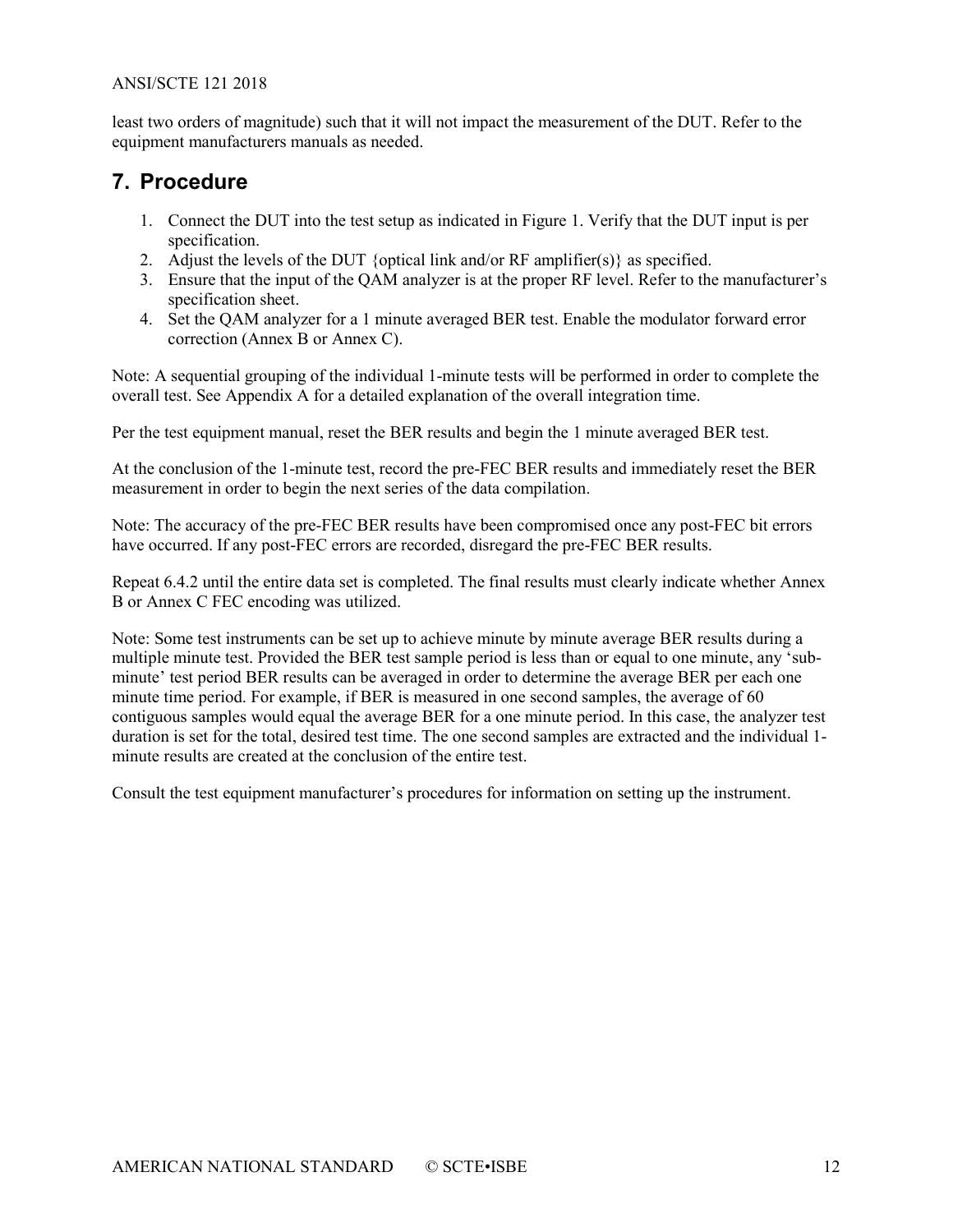least two orders of magnitude) such that it will not impact the measurement of the DUT. Refer to the equipment manufacturers manuals as needed.

## 7. Procedure

1. Connect the DUT into the test setup as indicated in Figure 1. Verify that the DUT input is per specification.
2. Adjust the levels of the DUT {optical link and/or RF amplifier(s)} as specified.
3. Ensure that the input of the QAM analyzer is at the proper RF level. Refer to the manufacturer's specification sheet.
4. Set the QAM analyzer for a 1 minute averaged BER test. Enable the modulator forward error correction (Annex B or Annex C).

Note: A sequential grouping of the individual 1-minute tests will be performed in order to complete the overall test. See Appendix A for a detailed explanation of the overall integration time.

Per the test equipment manual, reset the BER results and begin the 1 minute averaged BER test.

At the conclusion of the 1-minute test, record the pre-FEC BER results and immediately reset the BER measurement in order to begin the next series of the data compilation.

Note: The accuracy of the pre-FEC BER results have been compromised once any post-FEC bit errors have occurred. If any post-FEC errors are recorded, disregard the pre-FEC BER results.

Repeat 6.4.2 until the entire data set is completed. The final results must clearly indicate whether Annex B or Annex C FEC encoding was utilized.

Note: Some test instruments can be set up to achieve minute by minute average BER results during a multiple minute test. Provided the BER test sample period is less than or equal to one minute, any 'sub-minute' test period BER results can be averaged in order to determine the average BER per each one minute time period. For example, if BER is measured in one second samples, the average of 60 contiguous samples would equal the average BER for a one minute period. In this case, the analyzer test duration is set for the total, desired test time. The one second samples are extracted and the individual 1-minute results are created at the conclusion of the entire test.

Consult the test equipment manufacturer's procedures for information on setting up the instrument.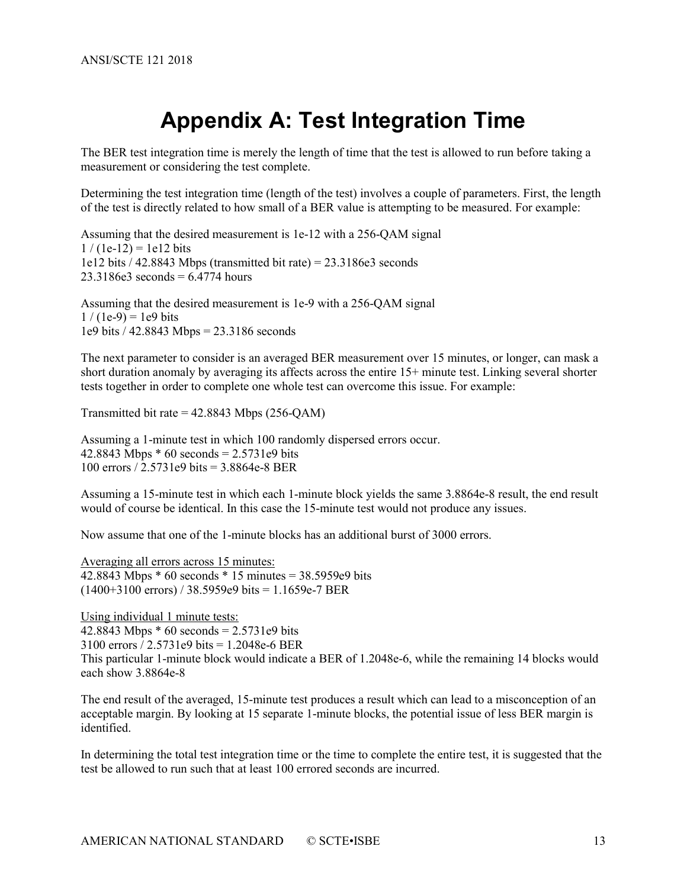# Appendix A: Test Integration Time

The BER test integration time is merely the length of time that the test is allowed to run before taking a measurement or considering the test complete.

Determining the test integration time (length of the test) involves a couple of parameters. First, the length of the test is directly related to how small of a BER value is attempting to be measured. For example:

Assuming that the desired measurement is 1e-12 with a 256-QAM signal
1 / (1e-12) = 1e12 bits
1e12 bits / 42.8843 Mbps (transmitted bit rate) = 23.3186e3 seconds
23.3186e3 seconds = 6.4774 hours

Assuming that the desired measurement is 1e-9 with a 256-QAM signal
1 / (1e-9) = 1e9 bits
1e9 bits / 42.8843 Mbps = 23.3186 seconds

The next parameter to consider is an averaged BER measurement over 15 minutes, or longer, can mask a short duration anomaly by averaging its affects across the entire 15+ minute test. Linking several shorter tests together in order to complete one whole test can overcome this issue. For example:

Transmitted bit rate = 42.8843 Mbps (256-QAM)

Assuming a 1-minute test in which 100 randomly dispersed errors occur.
42.8843 Mbps * 60 seconds = 2.5731e9 bits
100 errors / 2.5731e9 bits = 3.8864e-8 BER

Assuming a 15-minute test in which each 1-minute block yields the same 3.8864e-8 result, the end result would of course be identical. In this case the 15-minute test would not produce any issues.

Now assume that one of the 1-minute blocks has an additional burst of 3000 errors.

<u>Averaging all errors across 15 minutes:</u>
42.8843 Mbps * 60 seconds * 15 minutes = 38.5959e9 bits
(1400+3100 errors) / 38.5959e9 bits = 1.1659e-7 BER

<u>Using individual 1 minute tests:</u>
42.8843 Mbps * 60 seconds = 2.5731e9 bits
3100 errors / 2.5731e9 bits = 1.2048e-6 BER
This particular 1-minute block would indicate a BER of 1.2048e-6, while the remaining 14 blocks would each show 3.8864e-8

The end result of the averaged, 15-minute test produces a result which can lead to a misconception of an acceptable margin. By looking at 15 separate 1-minute blocks, the potential issue of less BER margin is identified.

In determining the total test integration time or the time to complete the entire test, it is suggested that the test be allowed to run such that at least 100 errored seconds are incurred.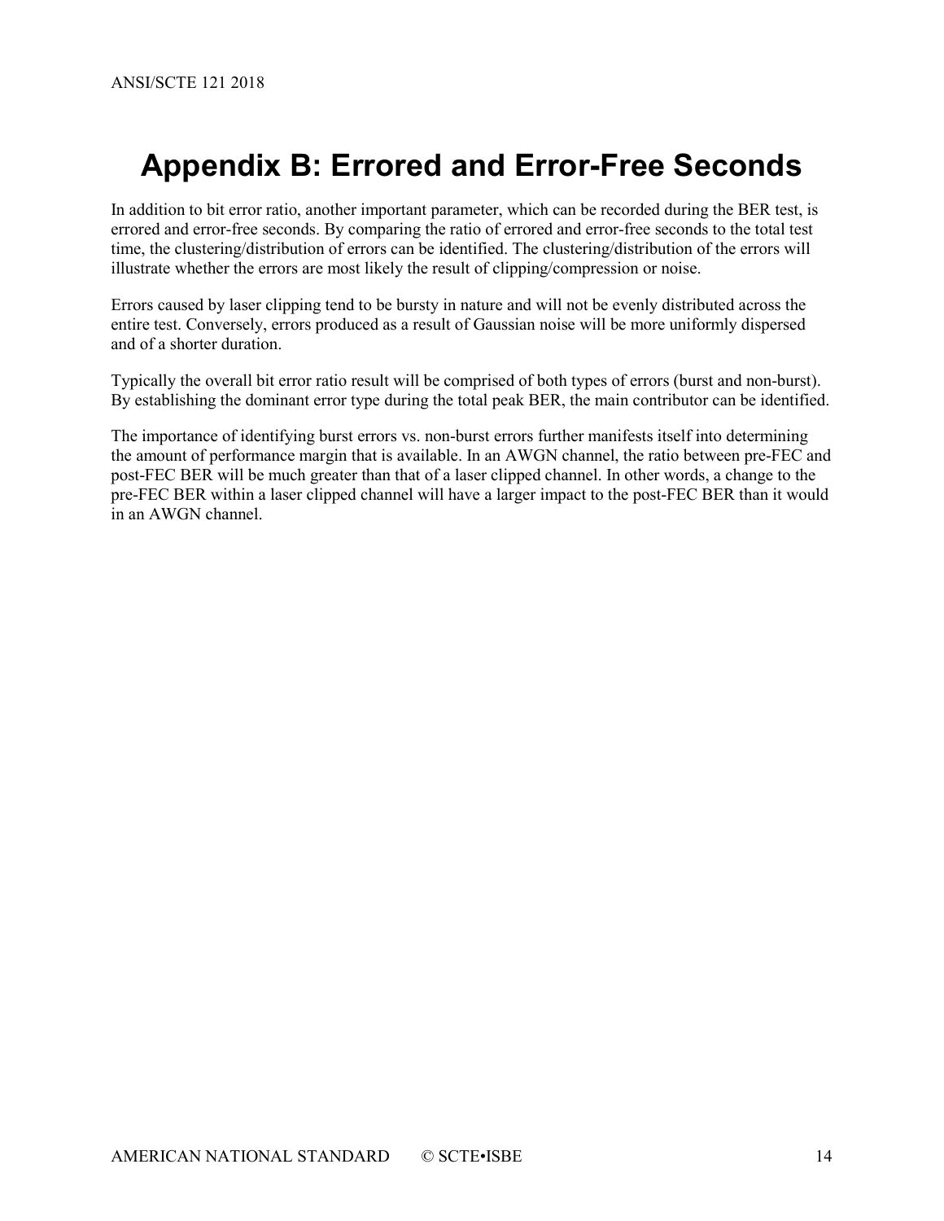# Appendix B: Errored and Error-Free Seconds

In addition to bit error ratio, another important parameter, which can be recorded during the BER test, is errored and error-free seconds. By comparing the ratio of errored and error-free seconds to the total test time, the clustering/distribution of errors can be identified. The clustering/distribution of the errors will illustrate whether the errors are most likely the result of clipping/compression or noise.

Errors caused by laser clipping tend to be bursty in nature and will not be evenly distributed across the entire test. Conversely, errors produced as a result of Gaussian noise will be more uniformly dispersed and of a shorter duration.

Typically the overall bit error ratio result will be comprised of both types of errors (burst and non-burst). By establishing the dominant error type during the total peak BER, the main contributor can be identified.

The importance of identifying burst errors vs. non-burst errors further manifests itself into determining the amount of performance margin that is available. In an AWGN channel, the ratio between pre-FEC and post-FEC BER will be much greater than that of a laser clipped channel. In other words, a change to the pre-FEC BER within a laser clipped channel will have a larger impact to the post-FEC BER than it would in an AWGN channel.